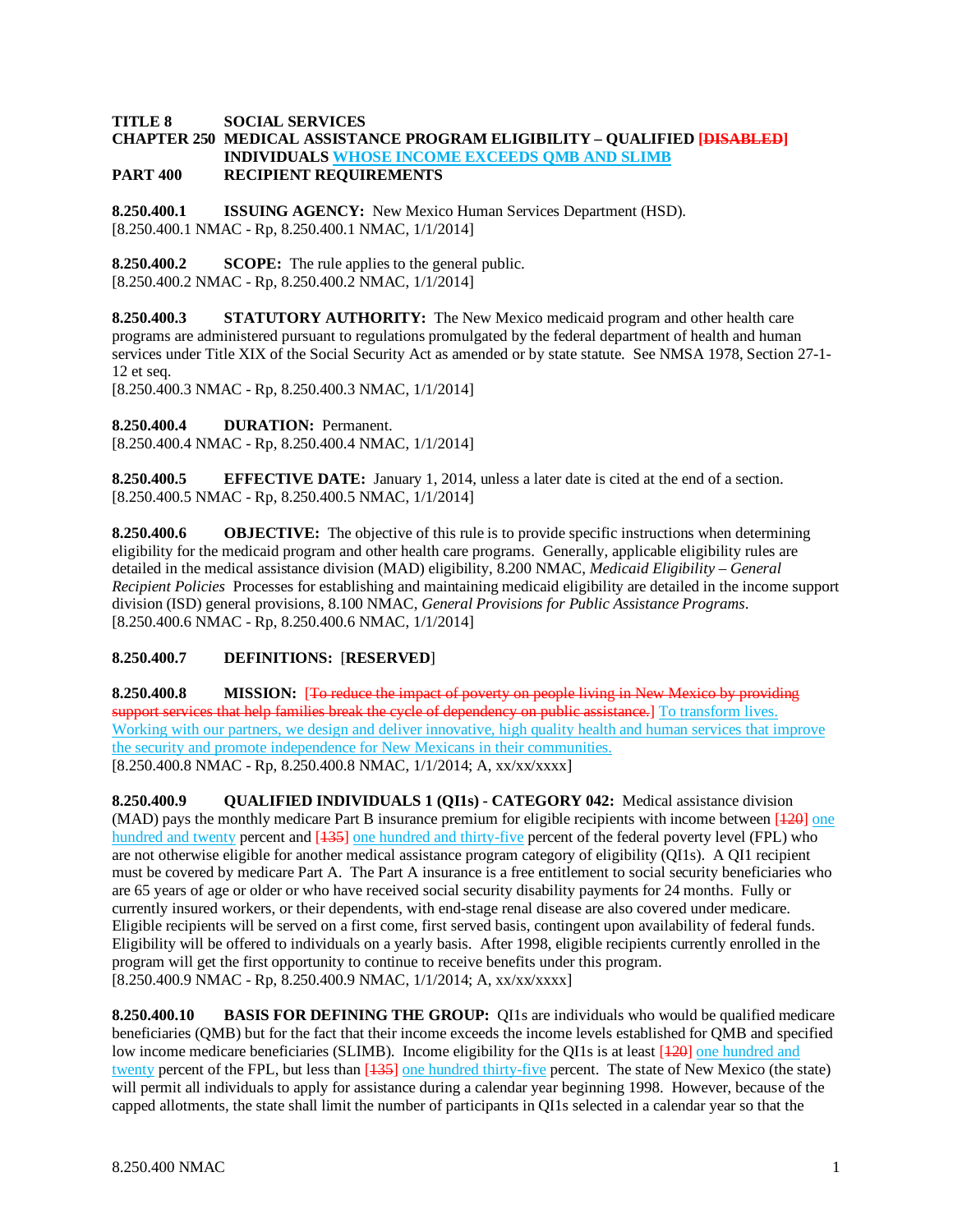**TITLE 8 SOCIAL SERVICES**
**CHAPTER 250 MEDICAL ASSISTANCE PROGRAM ELIGIBILITY – QUALIFIED [~~DISABLED~~] INDIVIDUALS WHOSE INCOME EXCEEDS QMB AND SLIMB**
**PART 400 RECIPIENT REQUIREMENTS**

**8.250.400.1 ISSUING AGENCY:** New Mexico Human Services Department (HSD).
[8.250.400.1 NMAC - Rp, 8.250.400.1 NMAC, 1/1/2014]

**8.250.400.2 SCOPE:** The rule applies to the general public.
[8.250.400.2 NMAC - Rp, 8.250.400.2 NMAC, 1/1/2014]

**8.250.400.3 STATUTORY AUTHORITY:** The New Mexico medicaid program and other health care programs are administered pursuant to regulations promulgated by the federal department of health and human services under Title XIX of the Social Security Act as amended or by state statute. See NMSA 1978, Section 27-1-12 et seq.
[8.250.400.3 NMAC - Rp, 8.250.400.3 NMAC, 1/1/2014]

**8.250.400.4 DURATION:** Permanent.
[8.250.400.4 NMAC - Rp, 8.250.400.4 NMAC, 1/1/2014]

**8.250.400.5 EFFECTIVE DATE:** January 1, 2014, unless a later date is cited at the end of a section.
[8.250.400.5 NMAC - Rp, 8.250.400.5 NMAC, 1/1/2014]

**8.250.400.6 OBJECTIVE:** The objective of this rule is to provide specific instructions when determining eligibility for the medicaid program and other health care programs. Generally, applicable eligibility rules are detailed in the medical assistance division (MAD) eligibility, 8.200 NMAC, *Medicaid Eligibility – General Recipient Policies* Processes for establishing and maintaining medicaid eligibility are detailed in the income support division (ISD) general provisions, 8.100 NMAC, *General Provisions for Public Assistance Programs*.
[8.250.400.6 NMAC - Rp, 8.250.400.6 NMAC, 1/1/2014]

**8.250.400.7 DEFINITIONS:** [**RESERVED**]

**8.250.400.8 MISSION:** [~~To reduce the impact of poverty on people living in New Mexico by providing support services that help families break the cycle of dependency on public assistance.~~] To transform lives. Working with our partners, we design and deliver innovative, high quality health and human services that improve the security and promote independence for New Mexicans in their communities.
[8.250.400.8 NMAC - Rp, 8.250.400.8 NMAC, 1/1/2014; A, xx/xx/xxxx]

**8.250.400.9 QUALIFIED INDIVIDUALS 1 (QI1s) - CATEGORY 042:** Medical assistance division (MAD) pays the monthly medicare Part B insurance premium for eligible recipients with income between [~~120~~] one hundred and twenty percent and [~~135~~] one hundred and thirty-five percent of the federal poverty level (FPL) who are not otherwise eligible for another medical assistance program category of eligibility (QI1s). A QI1 recipient must be covered by medicare Part A. The Part A insurance is a free entitlement to social security beneficiaries who are 65 years of age or older or who have received social security disability payments for 24 months. Fully or currently insured workers, or their dependents, with end-stage renal disease are also covered under medicare. Eligible recipients will be served on a first come, first served basis, contingent upon availability of federal funds. Eligibility will be offered to individuals on a yearly basis. After 1998, eligible recipients currently enrolled in the program will get the first opportunity to continue to receive benefits under this program.
[8.250.400.9 NMAC - Rp, 8.250.400.9 NMAC, 1/1/2014; A, xx/xx/xxxx]

**8.250.400.10 BASIS FOR DEFINING THE GROUP:** QI1s are individuals who would be qualified medicare beneficiaries (QMB) but for the fact that their income exceeds the income levels established for QMB and specified low income medicare beneficiaries (SLIMB). Income eligibility for the QI1s is at least [~~120~~] one hundred and twenty percent of the FPL, but less than [~~135~~] one hundred thirty-five percent. The state of New Mexico (the state) will permit all individuals to apply for assistance during a calendar year beginning 1998. However, because of the capped allotments, the state shall limit the number of participants in QI1s selected in a calendar year so that the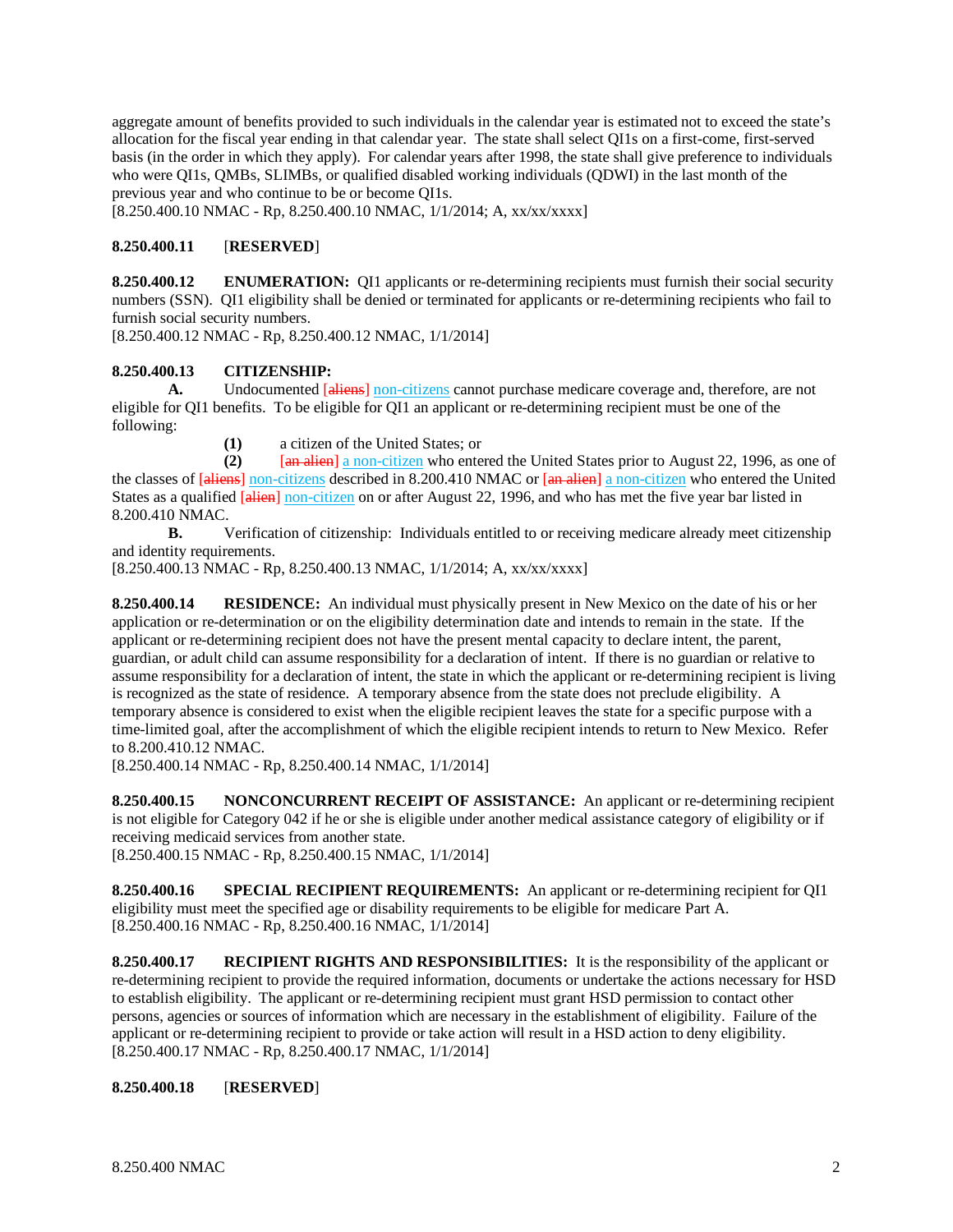aggregate amount of benefits provided to such individuals in the calendar year is estimated not to exceed the state's allocation for the fiscal year ending in that calendar year. The state shall select QI1s on a first-come, first-served basis (in the order in which they apply). For calendar years after 1998, the state shall give preference to individuals who were QI1s, QMBs, SLIMBs, or qualified disabled working individuals (QDWI) in the last month of the previous year and who continue to be or become QI1s.
[8.250.400.10 NMAC - Rp, 8.250.400.10 NMAC, 1/1/2014; A, xx/xx/xxxx]

**8.250.400.11** [**RESERVED**]

**8.250.400.12 ENUMERATION:** QI1 applicants or re-determining recipients must furnish their social security numbers (SSN). QI1 eligibility shall be denied or terminated for applicants or re-determining recipients who fail to furnish social security numbers.
[8.250.400.12 NMAC - Rp, 8.250.400.12 NMAC, 1/1/2014]

**8.250.400.13 CITIZENSHIP:**

**A.** Undocumented [~~aliens~~] non-citizens cannot purchase medicare coverage and, therefore, are not eligible for QI1 benefits. To be eligible for QI1 an applicant or re-determining recipient must be one of the following:

**(1)** a citizen of the United States; or

**(2)** [~~an alien~~] a non-citizen who entered the United States prior to August 22, 1996, as one of the classes of [~~aliens~~] non-citizens described in 8.200.410 NMAC or [~~an alien~~] a non-citizen who entered the United States as a qualified [~~alien~~] non-citizen on or after August 22, 1996, and who has met the five year bar listed in 8.200.410 NMAC.

**B.** Verification of citizenship: Individuals entitled to or receiving medicare already meet citizenship and identity requirements.
[8.250.400.13 NMAC - Rp, 8.250.400.13 NMAC, 1/1/2014; A, xx/xx/xxxx]

**8.250.400.14 RESIDENCE:** An individual must physically present in New Mexico on the date of his or her application or re-determination or on the eligibility determination date and intends to remain in the state. If the applicant or re-determining recipient does not have the present mental capacity to declare intent, the parent, guardian, or adult child can assume responsibility for a declaration of intent. If there is no guardian or relative to assume responsibility for a declaration of intent, the state in which the applicant or re-determining recipient is living is recognized as the state of residence. A temporary absence from the state does not preclude eligibility. A temporary absence is considered to exist when the eligible recipient leaves the state for a specific purpose with a time-limited goal, after the accomplishment of which the eligible recipient intends to return to New Mexico. Refer to 8.200.410.12 NMAC.
[8.250.400.14 NMAC - Rp, 8.250.400.14 NMAC, 1/1/2014]

**8.250.400.15 NONCONCURRENT RECEIPT OF ASSISTANCE:** An applicant or re-determining recipient is not eligible for Category 042 if he or she is eligible under another medical assistance category of eligibility or if receiving medicaid services from another state.
[8.250.400.15 NMAC - Rp, 8.250.400.15 NMAC, 1/1/2014]

**8.250.400.16 SPECIAL RECIPIENT REQUIREMENTS:** An applicant or re-determining recipient for QI1 eligibility must meet the specified age or disability requirements to be eligible for medicare Part A.
[8.250.400.16 NMAC - Rp, 8.250.400.16 NMAC, 1/1/2014]

**8.250.400.17 RECIPIENT RIGHTS AND RESPONSIBILITIES:** It is the responsibility of the applicant or re-determining recipient to provide the required information, documents or undertake the actions necessary for HSD to establish eligibility. The applicant or re-determining recipient must grant HSD permission to contact other persons, agencies or sources of information which are necessary in the establishment of eligibility. Failure of the applicant or re-determining recipient to provide or take action will result in a HSD action to deny eligibility.
[8.250.400.17 NMAC - Rp, 8.250.400.17 NMAC, 1/1/2014]

**8.250.400.18** [**RESERVED**]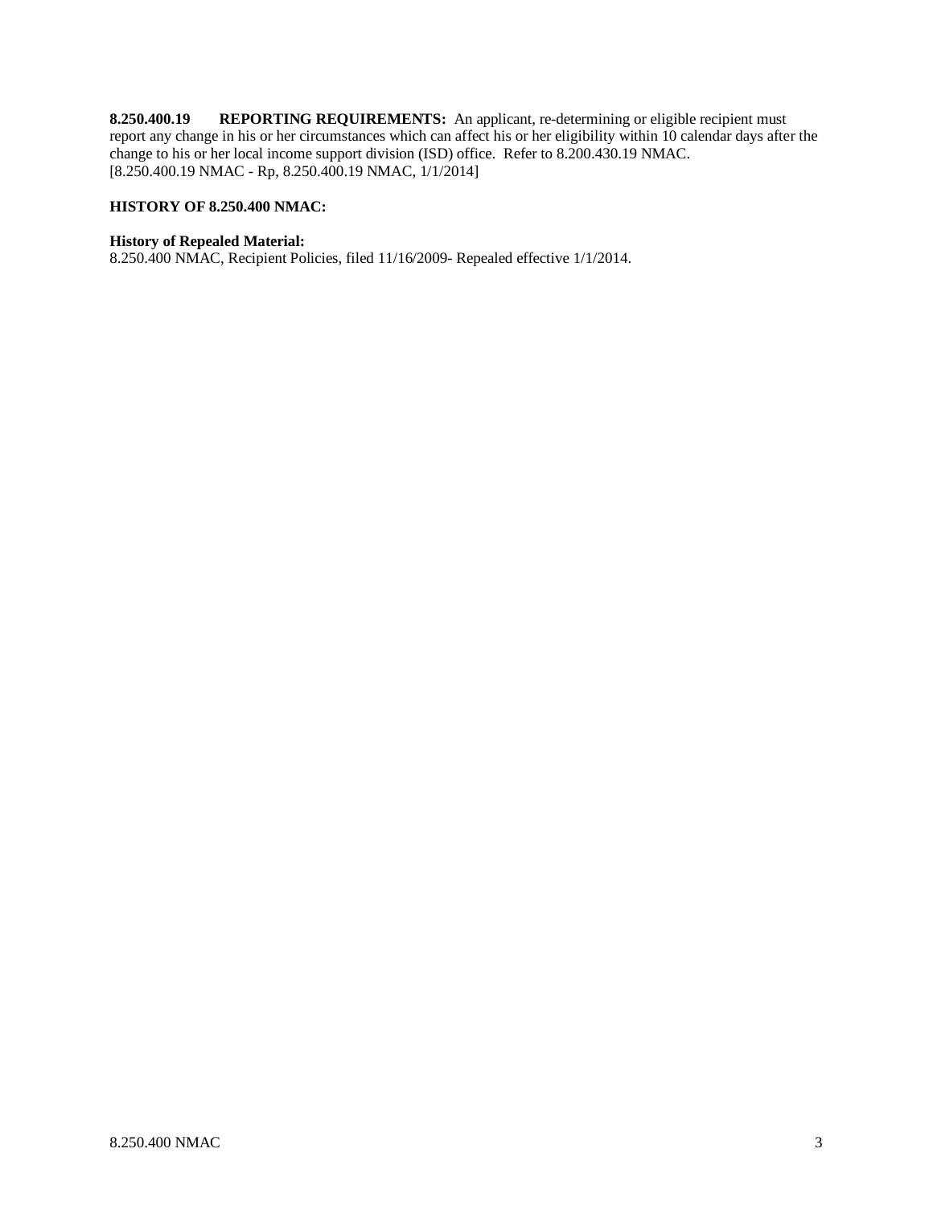**8.250.400.19 REPORTING REQUIREMENTS:** An applicant, re-determining or eligible recipient must report any change in his or her circumstances which can affect his or her eligibility within 10 calendar days after the change to his or her local income support division (ISD) office. Refer to 8.200.430.19 NMAC.
[8.250.400.19 NMAC - Rp, 8.250.400.19 NMAC, 1/1/2014]

**HISTORY OF 8.250.400 NMAC:**

**History of Repealed Material:**
8.250.400 NMAC, Recipient Policies, filed 11/16/2009- Repealed effective 1/1/2014.